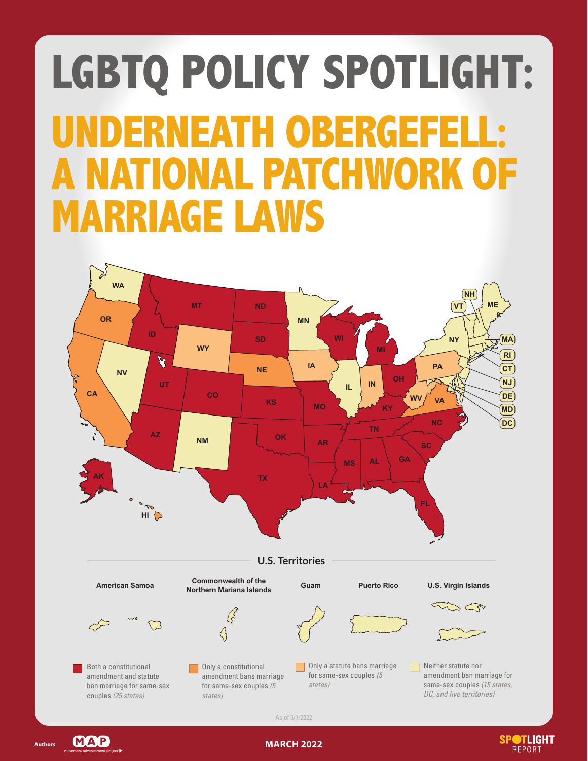# LGBTQ POLICY SPOTLIGHT:

# UNDERNEATH OBERGEFELL: A NATIONAL PATCHWORK OF MARRIAGE LAWS

WA, OR, CA, NV, ID, MT, WY, UT, AZ, CO, NM, ND, SD, NE, KS, OK, TX, MN, IA, MO, AR, LA, WI, IL, MI, IN, OH, KY, TN, MS, AL, GA, FL, SC, NC, VA, WV, PA, NY, VT, NH, ME, MA, RI, CT, NJ, DE, MD, DC, AK, HI

**U.S. Territories**

American Samoa | Commonwealth of the Northern Mariana Islands | Guam | Puerto Rico | U.S. Virgin Islands

- Both a constitutional amendment and statute ban marriage for same-sex couples *(25 states)*
- Only a constitutional amendment bans marriage for same-sex couples *(5 states)*
- Only a statute bans marriage for same-sex couples *(5 states)*
- Neither statute nor amendment ban marriage for same-sex couples *(15 states, DC, and five territories)*

As of 3/1/2022

Authors MAP movement advancement project

MARCH 2022

SPOTLIGHT REPORT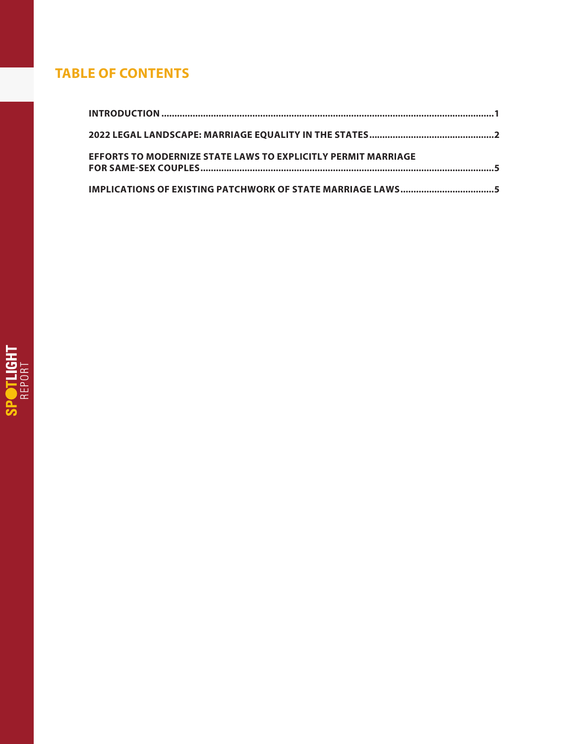## TABLE OF CONTENTS

**INTRODUCTION** .......... **1**

**2022 LEGAL LANDSCAPE: MARRIAGE EQUALITY IN THE STATES** .......... **2**

**EFFORTS TO MODERNIZE STATE LAWS TO EXPLICITLY PERMIT MARRIAGE FOR SAME-SEX COUPLES** .......... **5**

**IMPLICATIONS OF EXISTING PATCHWORK OF STATE MARRIAGE LAWS** .......... **5**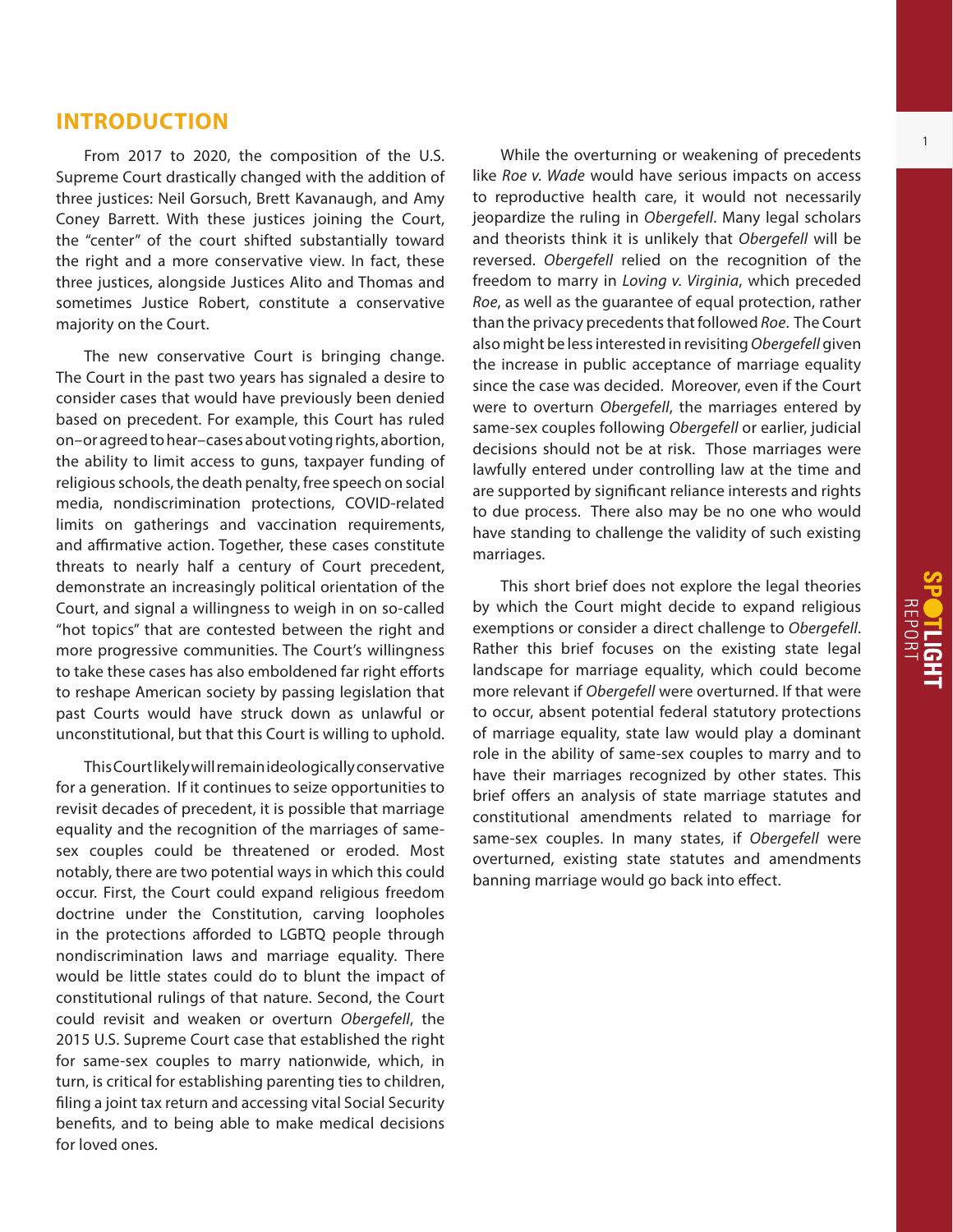## INTRODUCTION

From 2017 to 2020, the composition of the U.S. Supreme Court drastically changed with the addition of three justices: Neil Gorsuch, Brett Kavanaugh, and Amy Coney Barrett. With these justices joining the Court, the "center" of the court shifted substantially toward the right and a more conservative view. In fact, these three justices, alongside Justices Alito and Thomas and sometimes Justice Robert, constitute a conservative majority on the Court.

The new conservative Court is bringing change. The Court in the past two years has signaled a desire to consider cases that would have previously been denied based on precedent. For example, this Court has ruled on–or agreed to hear–cases about voting rights, abortion, the ability to limit access to guns, taxpayer funding of religious schools, the death penalty, free speech on social media, nondiscrimination protections, COVID-related limits on gatherings and vaccination requirements, and affirmative action. Together, these cases constitute threats to nearly half a century of Court precedent, demonstrate an increasingly political orientation of the Court, and signal a willingness to weigh in on so-called "hot topics" that are contested between the right and more progressive communities. The Court's willingness to take these cases has also emboldened far right efforts to reshape American society by passing legislation that past Courts would have struck down as unlawful or unconstitutional, but that this Court is willing to uphold.

This Court likely will remain ideologically conservative for a generation. If it continues to seize opportunities to revisit decades of precedent, it is possible that marriage equality and the recognition of the marriages of same-sex couples could be threatened or eroded. Most notably, there are two potential ways in which this could occur. First, the Court could expand religious freedom doctrine under the Constitution, carving loopholes in the protections afforded to LGBTQ people through nondiscrimination laws and marriage equality. There would be little states could do to blunt the impact of constitutional rulings of that nature. Second, the Court could revisit and weaken or overturn *Obergefell*, the 2015 U.S. Supreme Court case that established the right for same-sex couples to marry nationwide, which, in turn, is critical for establishing parenting ties to children, filing a joint tax return and accessing vital Social Security benefits, and to being able to make medical decisions for loved ones.

While the overturning or weakening of precedents like *Roe v. Wade* would have serious impacts on access to reproductive health care, it would not necessarily jeopardize the ruling in *Obergefell*. Many legal scholars and theorists think it is unlikely that *Obergefell* will be reversed. *Obergefell* relied on the recognition of the freedom to marry in *Loving v. Virginia*, which preceded *Roe*, as well as the guarantee of equal protection, rather than the privacy precedents that followed *Roe*. The Court also might be less interested in revisiting *Obergefell* given the increase in public acceptance of marriage equality since the case was decided. Moreover, even if the Court were to overturn *Obergefell*, the marriages entered by same-sex couples following *Obergefell* or earlier, judicial decisions should not be at risk. Those marriages were lawfully entered under controlling law at the time and are supported by significant reliance interests and rights to due process. There also may be no one who would have standing to challenge the validity of such existing marriages.

This short brief does not explore the legal theories by which the Court might decide to expand religious exemptions or consider a direct challenge to *Obergefell*. Rather this brief focuses on the existing state legal landscape for marriage equality, which could become more relevant if *Obergefell* were overturned. If that were to occur, absent potential federal statutory protections of marriage equality, state law would play a dominant role in the ability of same-sex couples to marry and to have their marriages recognized by other states. This brief offers an analysis of state marriage statutes and constitutional amendments related to marriage for same-sex couples. In many states, if *Obergefell* were overturned, existing state statutes and amendments banning marriage would go back into effect.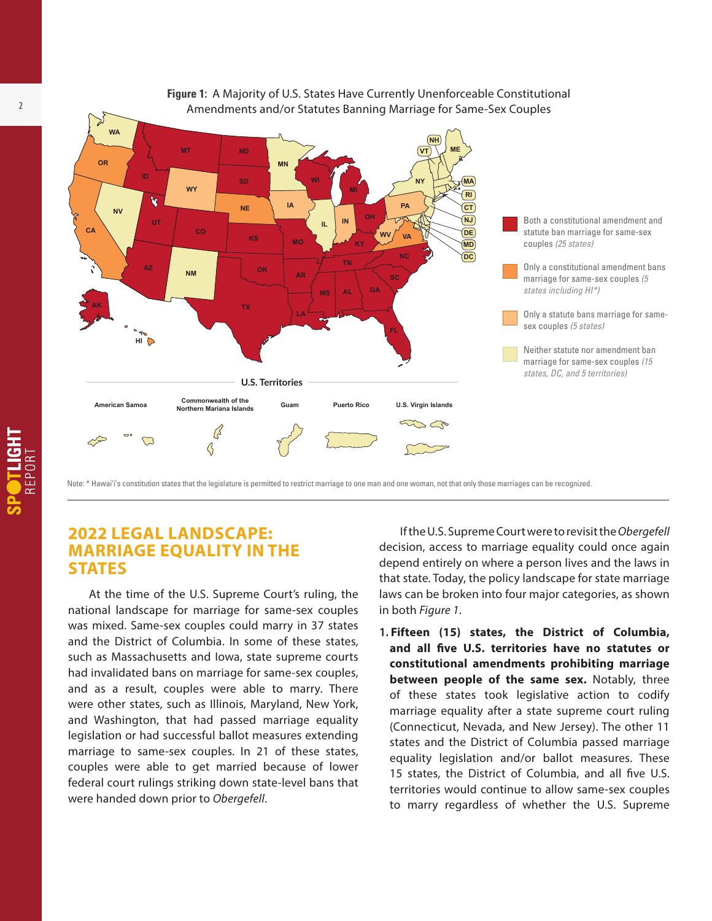**Figure 1:** A Majority of U.S. States Have Currently Unenforceable Constitutional Amendments and/or Statutes Banning Marriage for Same-Sex Couples

- Both a constitutional amendment and statute ban marriage for same-sex couples *(25 states)*
- Only a constitutional amendment bans marriage for same-sex couples *(5 states including HI*)*
- Only a statute bans marriage for same-sex couples *(5 states)*
- Neither statute nor amendment ban marriage for same-sex couples *(15 states, DC, and 5 territories)*

U.S. Territories: American Samoa, Commonwealth of the Northern Mariana Islands, Guam, Puerto Rico, U.S. Virgin Islands

Note: * Hawai'i's constitution states that the legislature is permitted to restrict marriage to one man and one woman, not that only those marriages can be recognized.

## 2022 LEGAL LANDSCAPE: MARRIAGE EQUALITY IN THE STATES

At the time of the U.S. Supreme Court's ruling, the national landscape for marriage for same-sex couples was mixed. Same-sex couples could marry in 37 states and the District of Columbia. In some of these states, such as Massachusetts and Iowa, state supreme courts had invalidated bans on marriage for same-sex couples, and as a result, couples were able to marry. There were other states, such as Illinois, Maryland, New York, and Washington, that had passed marriage equality legislation or had successful ballot measures extending marriage to same-sex couples. In 21 of these states, couples were able to get married because of lower federal court rulings striking down state-level bans that were handed down prior to *Obergefell*.

If the U.S. Supreme Court were to revisit the *Obergefell* decision, access to marriage equality could once again depend entirely on where a person lives and the laws in that state. Today, the policy landscape for state marriage laws can be broken into four major categories, as shown in both *Figure 1*.

1. **Fifteen (15) states, the District of Columbia, and all five U.S. territories have no statutes or constitutional amendments prohibiting marriage between people of the same sex.** Notably, three of these states took legislative action to codify marriage equality after a state supreme court ruling (Connecticut, Nevada, and New Jersey). The other 11 states and the District of Columbia passed marriage equality legislation and/or ballot measures. These 15 states, the District of Columbia, and all five U.S. territories would continue to allow same-sex couples to marry regardless of whether the U.S. Supreme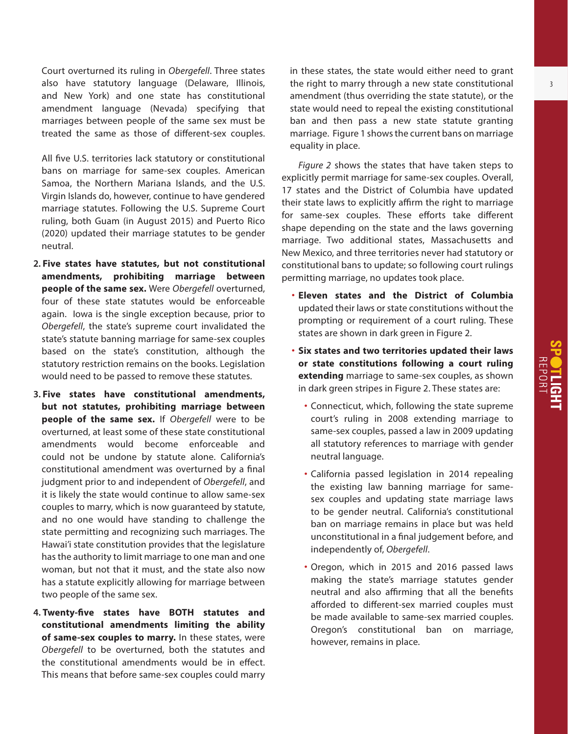Court overturned its ruling in *Obergefell*. Three states also have statutory language (Delaware, Illinois, and New York) and one state has constitutional amendment language (Nevada) specifying that marriages between people of the same sex must be treated the same as those of different-sex couples.

All five U.S. territories lack statutory or constitutional bans on marriage for same-sex couples. American Samoa, the Northern Mariana Islands, and the U.S. Virgin Islands do, however, continue to have gendered marriage statutes. Following the U.S. Supreme Court ruling, both Guam (in August 2015) and Puerto Rico (2020) updated their marriage statutes to be gender neutral.

2. **Five states have statutes, but not constitutional amendments, prohibiting marriage between people of the same sex.** Were *Obergefell* overturned, four of these state statutes would be enforceable again. Iowa is the single exception because, prior to *Obergefell*, the state's supreme court invalidated the state's statute banning marriage for same-sex couples based on the state's constitution, although the statutory restriction remains on the books. Legislation would need to be passed to remove these statutes.

3. **Five states have constitutional amendments, but not statutes, prohibiting marriage between people of the same sex.** If *Obergefell* were to be overturned, at least some of these state constitutional amendments would become enforceable and could not be undone by statute alone. California's constitutional amendment was overturned by a final judgment prior to and independent of *Obergefell*, and it is likely the state would continue to allow same-sex couples to marry, which is now guaranteed by statute, and no one would have standing to challenge the state permitting and recognizing such marriages. The Hawai'i state constitution provides that the legislature has the authority to limit marriage to one man and one woman, but not that it must, and the state also now has a statute explicitly allowing for marriage between two people of the same sex.

4. **Twenty-five states have BOTH statutes and constitutional amendments limiting the ability of same-sex couples to marry.** In these states, were *Obergefell* to be overturned, both the statutes and the constitutional amendments would be in effect. This means that before same-sex couples could marry in these states, the state would either need to grant the right to marry through a new state constitutional amendment (thus overriding the state statute), or the state would need to repeal the existing constitutional ban and then pass a new state statute granting marriage. Figure 1 shows the current bans on marriage equality in place.

*Figure 2* shows the states that have taken steps to explicitly permit marriage for same-sex couples. Overall, 17 states and the District of Columbia have updated their state laws to explicitly affirm the right to marriage for same-sex couples. These efforts take different shape depending on the state and the laws governing marriage. Two additional states, Massachusetts and New Mexico, and three territories never had statutory or constitutional bans to update; so following court rulings permitting marriage, no updates took place.

- **Eleven states and the District of Columbia** updated their laws or state constitutions without the prompting or requirement of a court ruling. These states are shown in dark green in Figure 2.
- **Six states and two territories updated their laws or state constitutions following a court ruling extending** marriage to same-sex couples, as shown in dark green stripes in Figure 2. These states are:
  - Connecticut, which, following the state supreme court's ruling in 2008 extending marriage to same-sex couples, passed a law in 2009 updating all statutory references to marriage with gender neutral language.
  - California passed legislation in 2014 repealing the existing law banning marriage for same-sex couples and updating state marriage laws to be gender neutral. California's constitutional ban on marriage remains in place but was held unconstitutional in a final judgement before, and independently of, *Obergefell*.
  - Oregon, which in 2015 and 2016 passed laws making the state's marriage statutes gender neutral and also affirming that all the benefits afforded to different-sex married couples must be made available to same-sex married couples. Oregon's constitutional ban on marriage, however, remains in place.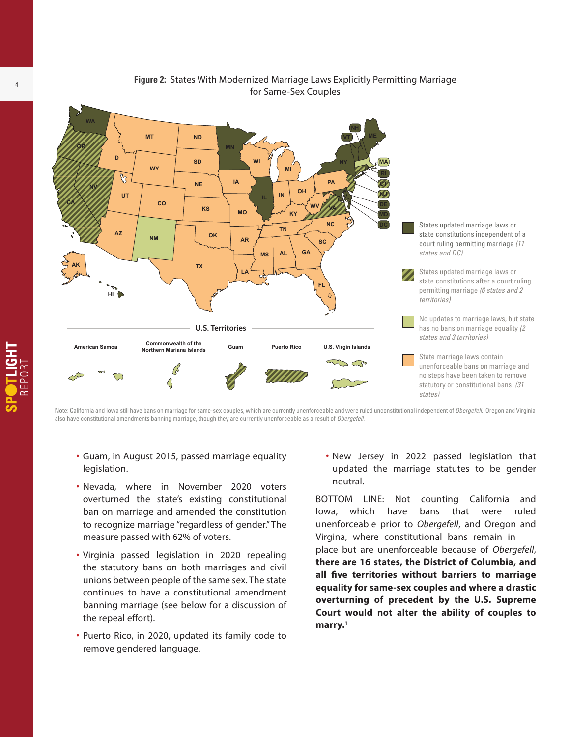**Figure 2:** States With Modernized Marriage Laws Explicitly Permitting Marriage for Same-Sex Couples

- States updated marriage laws or state constitutions independent of a court ruling permitting marriage *(11 states and DC)*
- States updated marriage laws or state constitutions after a court ruling permitting marriage *(6 states and 2 territories)*
- No updates to marriage laws, but state has no bans on marriage equality *(2 states and 3 territories)*
- State marriage laws contain unenforceable bans on marriage and no steps have been taken to remove statutory or constitutional bans *(31 states)*

Note: California and Iowa still have bans on marriage for same-sex couples, which are currently unenforceable and were ruled unconstitutional independent of *Obergefell*. Oregon and Virginia also have constitutional amendments banning marriage, though they are currently unenforceable as a result of *Obergefell*.

- Guam, in August 2015, passed marriage equality legislation.
- Nevada, where in November 2020 voters overturned the state's existing constitutional ban on marriage and amended the constitution to recognize marriage "regardless of gender." The measure passed with 62% of voters.
- Virginia passed legislation in 2020 repealing the statutory bans on both marriages and civil unions between people of the same sex. The state continues to have a constitutional amendment banning marriage (see below for a discussion of the repeal effort).
- Puerto Rico, in 2020, updated its family code to remove gendered language.
- New Jersey in 2022 passed legislation that updated the marriage statutes to be gender neutral.

BOTTOM LINE: Not counting California and Iowa, which have bans that were ruled unenforceable prior to *Obergefell*, and Oregon and Virgina, where constitutional bans remain in place but are unenforceable because of *Obergefell*, **there are 16 states, the District of Columbia, and all five territories without barriers to marriage equality for same-sex couples and where a drastic overturning of precedent by the U.S. Supreme Court would not alter the ability of couples to marry.**[1]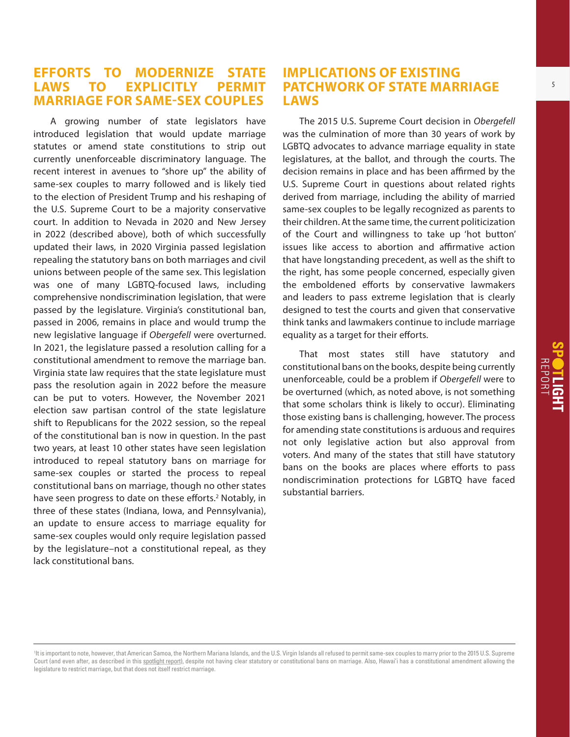## EFFORTS TO MODERNIZE STATE LAWS TO EXPLICITLY PERMIT MARRIAGE FOR SAME-SEX COUPLES

A growing number of state legislators have introduced legislation that would update marriage statutes or amend state constitutions to strip out currently unenforceable discriminatory language. The recent interest in avenues to "shore up" the ability of same-sex couples to marry followed and is likely tied to the election of President Trump and his reshaping of the U.S. Supreme Court to be a majority conservative court. In addition to Nevada in 2020 and New Jersey in 2022 (described above), both of which successfully updated their laws, in 2020 Virginia passed legislation repealing the statutory bans on both marriages and civil unions between people of the same sex. This legislation was one of many LGBTQ-focused laws, including comprehensive nondiscrimination legislation, that were passed by the legislature. Virginia's constitutional ban, passed in 2006, remains in place and would trump the new legislative language if *Obergefell* were overturned. In 2021, the legislature passed a resolution calling for a constitutional amendment to remove the marriage ban. Virginia state law requires that the state legislature must pass the resolution again in 2022 before the measure can be put to voters. However, the November 2021 election saw partisan control of the state legislature shift to Republicans for the 2022 session, so the repeal of the constitutional ban is now in question. In the past two years, at least 10 other states have seen legislation introduced to repeal statutory bans on marriage for same-sex couples or started the process to repeal constitutional bans on marriage, though no other states have seen progress to date on these efforts.[2] Notably, in three of these states (Indiana, Iowa, and Pennsylvania), an update to ensure access to marriage equality for same-sex couples would only require legislation passed by the legislature–not a constitutional repeal, as they lack constitutional bans.

## IMPLICATIONS OF EXISTING PATCHWORK OF STATE MARRIAGE LAWS

The 2015 U.S. Supreme Court decision in *Obergefell* was the culmination of more than 30 years of work by LGBTQ advocates to advance marriage equality in state legislatures, at the ballot, and through the courts. The decision remains in place and has been affirmed by the U.S. Supreme Court in questions about related rights derived from marriage, including the ability of married same-sex couples to be legally recognized as parents to their children. At the same time, the current politicization of the Court and willingness to take up 'hot button' issues like access to abortion and affirmative action that have longstanding precedent, as well as the shift to the right, has some people concerned, especially given the emboldened efforts by conservative lawmakers and leaders to pass extreme legislation that is clearly designed to test the courts and given that conservative think tanks and lawmakers continue to include marriage equality as a target for their efforts.

That most states still have statutory and constitutional bans on the books, despite being currently unenforceable, could be a problem if *Obergefell* were to be overturned (which, as noted above, is not something that some scholars think is likely to occur). Eliminating those existing bans is challenging, however. The process for amending state constitutions is arduous and requires not only legislative action but also approval from voters. And many of the states that still have statutory bans on the books are places where efforts to pass nondiscrimination protections for LGBTQ have faced substantial barriers.

---

[1]It is important to note, however, that American Samoa, the Northern Mariana Islands, and the U.S. Virgin Islands all refused to permit same-sex couples to marry prior to the 2015 U.S. Supreme Court (and even after, as described in this spotlight report), despite not having clear statutory or constitutional bans on marriage. Also, Hawai'i has a constitutional amendment allowing the legislature to restrict marriage, but that does not itself restrict marriage.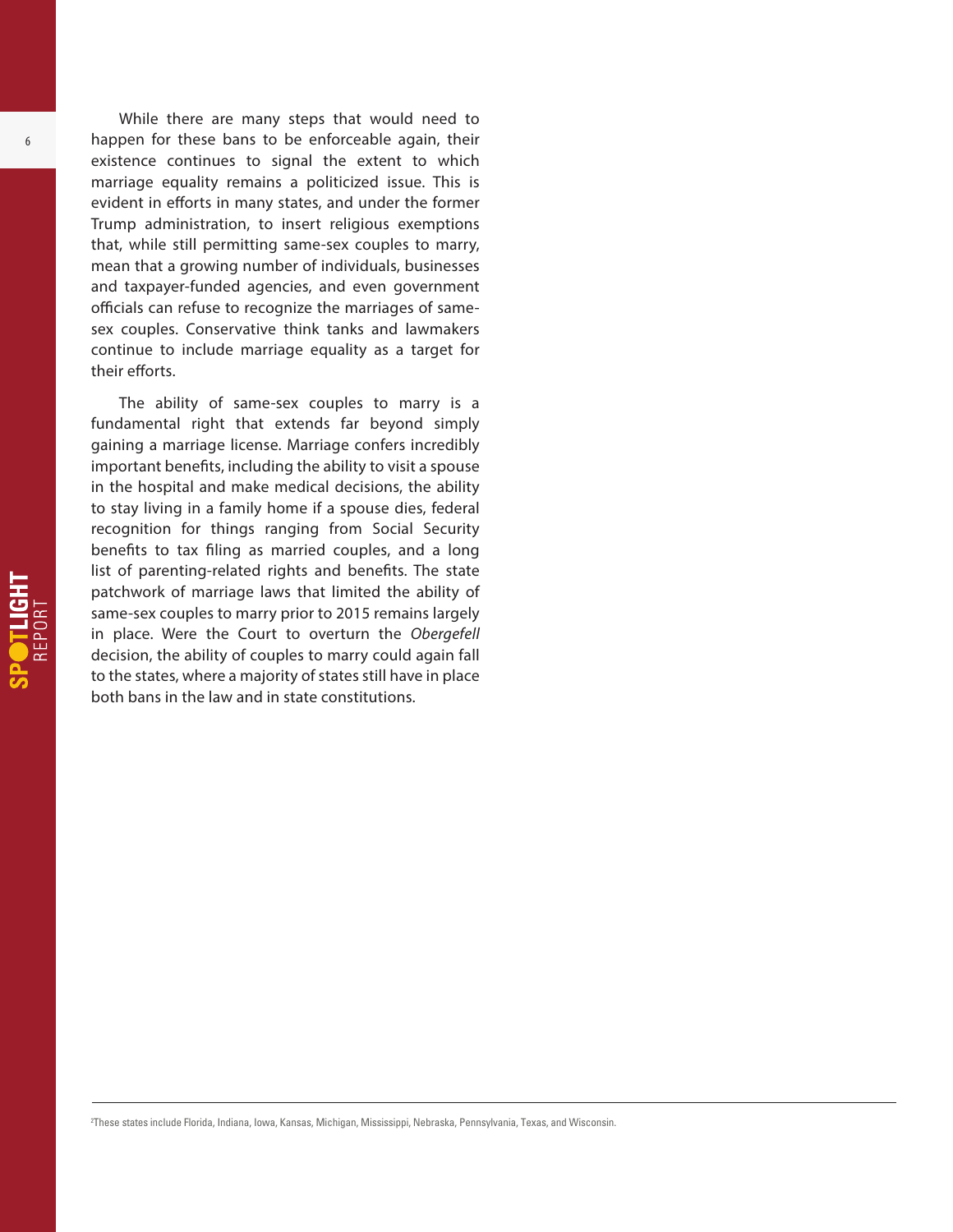While there are many steps that would need to happen for these bans to be enforceable again, their existence continues to signal the extent to which marriage equality remains a politicized issue. This is evident in efforts in many states, and under the former Trump administration, to insert religious exemptions that, while still permitting same-sex couples to marry, mean that a growing number of individuals, businesses and taxpayer-funded agencies, and even government officials can refuse to recognize the marriages of same-sex couples. Conservative think tanks and lawmakers continue to include marriage equality as a target for their efforts.

The ability of same-sex couples to marry is a fundamental right that extends far beyond simply gaining a marriage license. Marriage confers incredibly important benefits, including the ability to visit a spouse in the hospital and make medical decisions, the ability to stay living in a family home if a spouse dies, federal recognition for things ranging from Social Security benefits to tax filing as married couples, and a long list of parenting-related rights and benefits. The state patchwork of marriage laws that limited the ability of same-sex couples to marry prior to 2015 remains largely in place. Were the Court to overturn the *Obergefell* decision, the ability of couples to marry could again fall to the states, where a majority of states still have in place both bans in the law and in state constitutions.

---

[2]These states include Florida, Indiana, Iowa, Kansas, Michigan, Mississippi, Nebraska, Pennsylvania, Texas, and Wisconsin.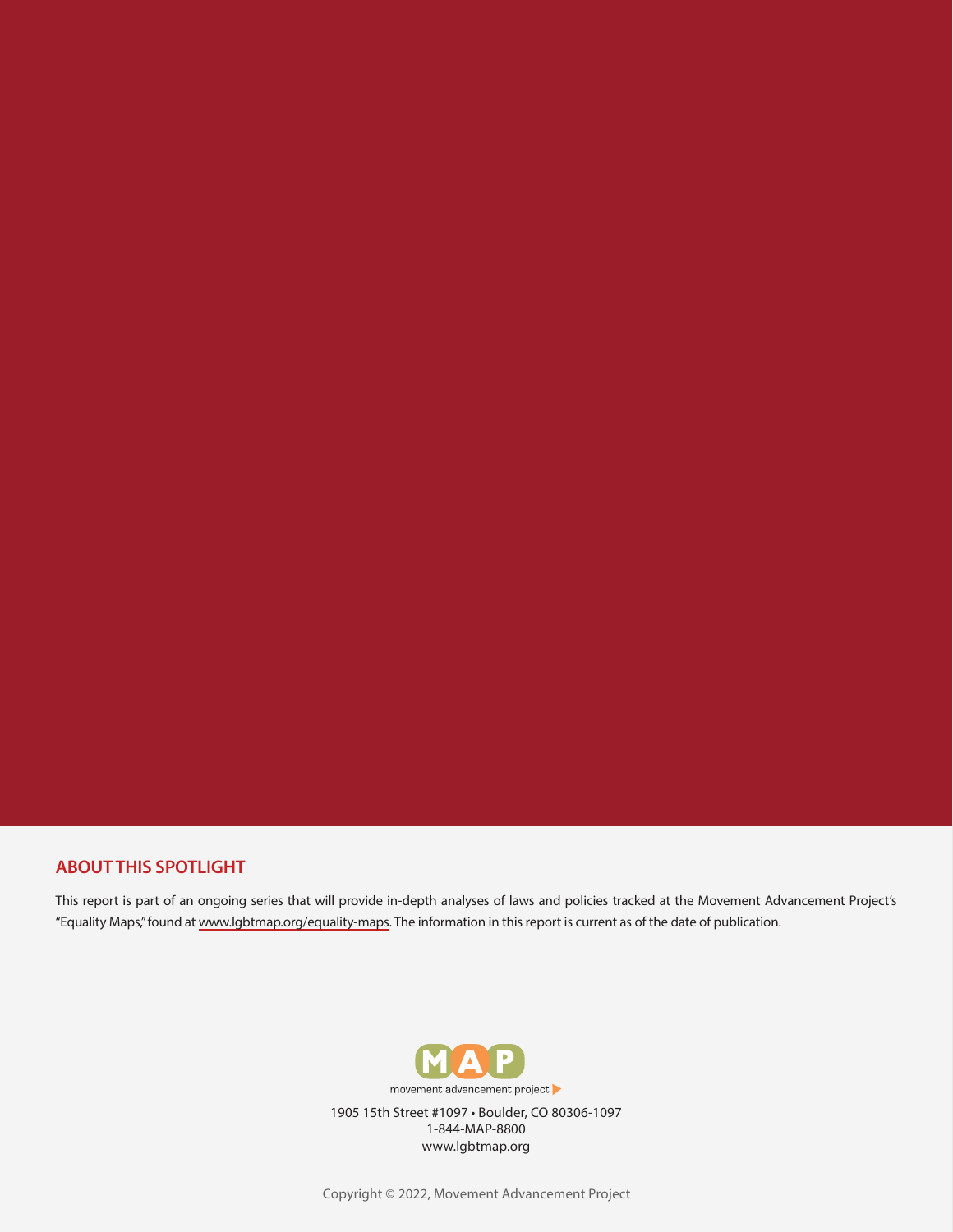## ABOUT THIS SPOTLIGHT

This report is part of an ongoing series that will provide in-depth analyses of laws and policies tracked at the Movement Advancement Project's "Equality Maps," found at www.lgbtmap.org/equality-maps. The information in this report is current as of the date of publication.

MAP
movement advancement project

1905 15th Street #1097 • Boulder, CO 80306-1097
1-844-MAP-8800
www.lgbtmap.org

Copyright © 2022, Movement Advancement Project